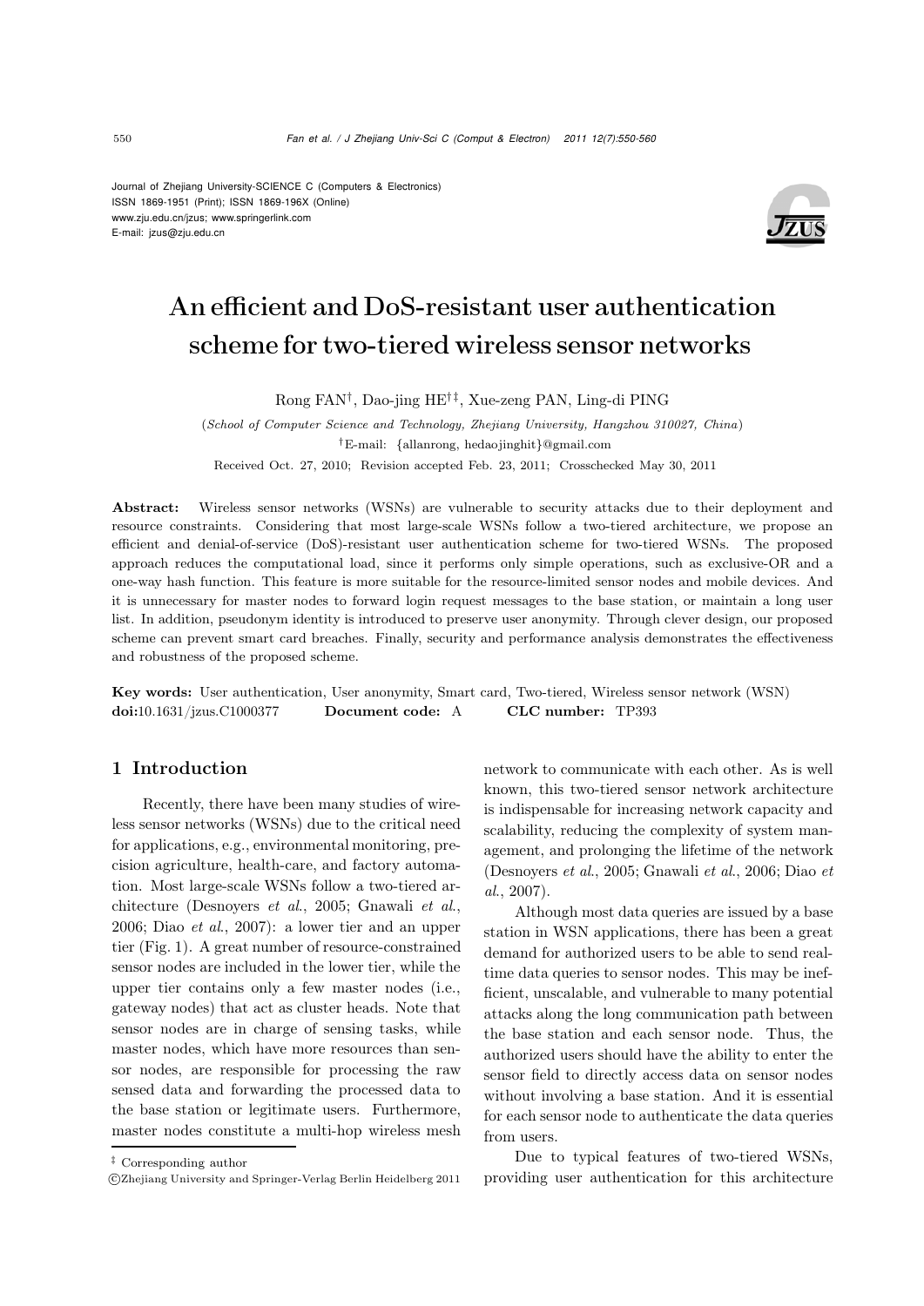Journal of Zhejiang University-SCIENCE C (Computers & Electronics)
ISSN 1869-1951 (Print); ISSN 1869-196X (Online)
www.zju.edu.cn/jzus; www.springerlink.com
E-mail: jzus@zju.edu.cn

# An efficient and DoS-resistant user authentication scheme for two-tiered wireless sensor networks

Rong FAN[†], Dao-jing HE[†‡], Xue-zeng PAN, Ling-di PING

(*School of Computer Science and Technology, Zhejiang University, Hangzhou 310027, China*)

[†]E-mail: {allanrong, hedaojinghit}@gmail.com

Received Oct. 27, 2010; Revision accepted Feb. 23, 2011; Crosschecked May 30, 2011

**Abstract:** Wireless sensor networks (WSNs) are vulnerable to security attacks due to their deployment and resource constraints. Considering that most large-scale WSNs follow a two-tiered architecture, we propose an efficient and denial-of-service (DoS)-resistant user authentication scheme for two-tiered WSNs. The proposed approach reduces the computational load, since it performs only simple operations, such as exclusive-OR and a one-way hash function. This feature is more suitable for the resource-limited sensor nodes and mobile devices. And it is unnecessary for master nodes to forward login request messages to the base station, or maintain a long user list. In addition, pseudonym identity is introduced to preserve user anonymity. Through clever design, our proposed scheme can prevent smart card breaches. Finally, security and performance analysis demonstrates the effectiveness and robustness of the proposed scheme.

**Key words:** User authentication, User anonymity, Smart card, Two-tiered, Wireless sensor network (WSN)
**doi:**10.1631/jzus.C1000377 **Document code:** A **CLC number:** TP393

## 1 Introduction

Recently, there have been many studies of wireless sensor networks (WSNs) due to the critical need for applications, e.g., environmental monitoring, precision agriculture, health-care, and factory automation. Most large-scale WSNs follow a two-tiered architecture (Desnoyers *et al.*, 2005; Gnawali *et al.*, 2006; Diao *et al.*, 2007): a lower tier and an upper tier (Fig. 1). A great number of resource-constrained sensor nodes are included in the lower tier, while the upper tier contains only a few master nodes (i.e., gateway nodes) that act as cluster heads. Note that sensor nodes are in charge of sensing tasks, while master nodes, which have more resources than sensor nodes, are responsible for processing the raw sensed data and forwarding the processed data to the base station or legitimate users. Furthermore, master nodes constitute a multi-hop wireless mesh network to communicate with each other. As is well known, this two-tiered sensor network architecture is indispensable for increasing network capacity and scalability, reducing the complexity of system management, and prolonging the lifetime of the network (Desnoyers *et al.*, 2005; Gnawali *et al.*, 2006; Diao *et al.*, 2007).

Although most data queries are issued by a base station in WSN applications, there has been a great demand for authorized users to be able to send real-time data queries to sensor nodes. This may be inefficient, unscalable, and vulnerable to many potential attacks along the long communication path between the base station and each sensor node. Thus, the authorized users should have the ability to enter the sensor field to directly access data on sensor nodes without involving a base station. And it is essential for each sensor node to authenticate the data queries from users.

Due to typical features of two-tiered WSNs, providing user authentication for this architecture

[‡] Corresponding author

©Zhejiang University and Springer-Verlag Berlin Heidelberg 2011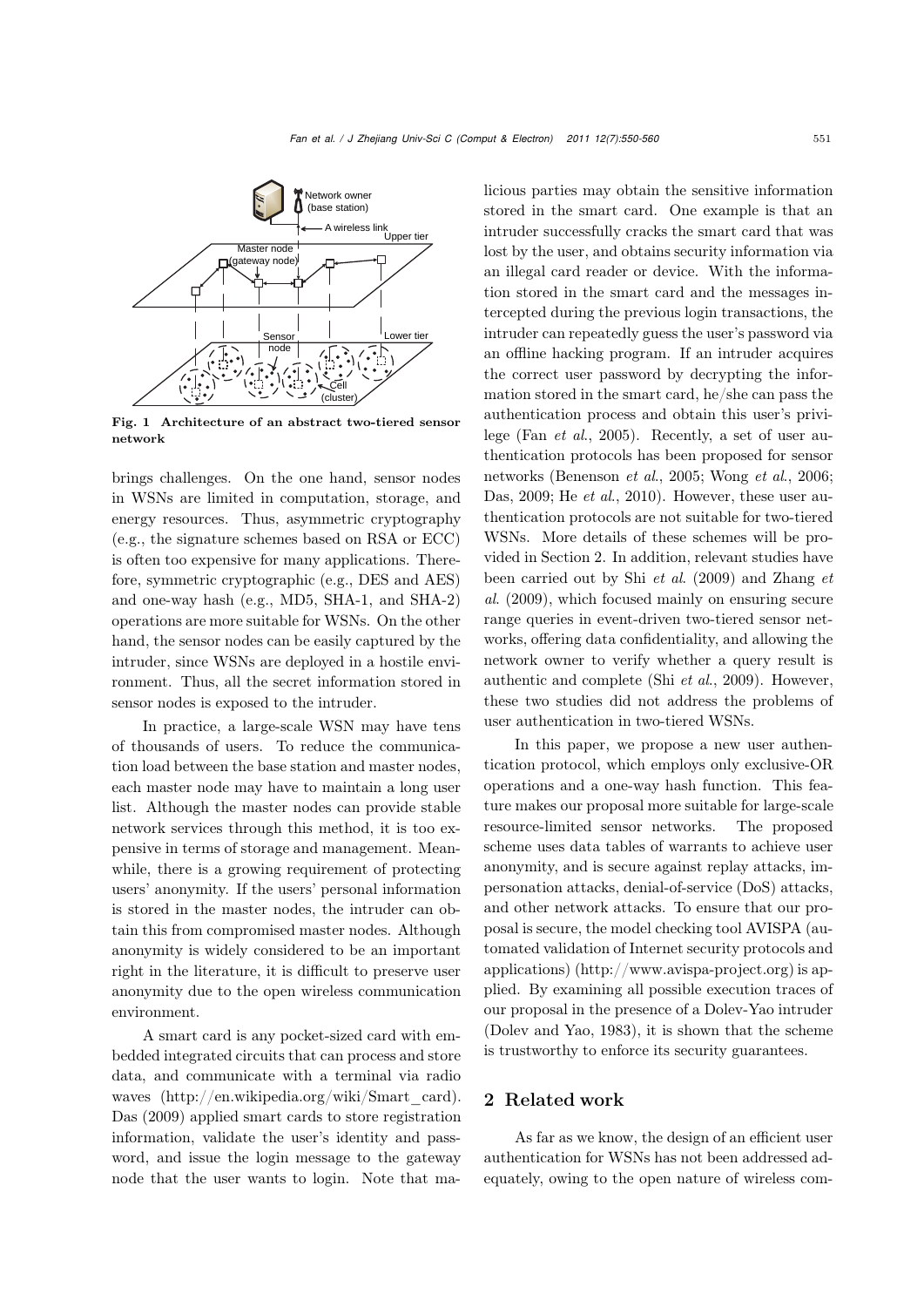Network owner (base station)

A wireless link

Upper tier

Master node (gateway node)

Sensor node

Lower tier

Cell (cluster)

**Fig. 1 Architecture of an abstract two-tiered sensor network**

brings challenges. On the one hand, sensor nodes in WSNs are limited in computation, storage, and energy resources. Thus, asymmetric cryptography (e.g., the signature schemes based on RSA or ECC) is often too expensive for many applications. Therefore, symmetric cryptographic (e.g., DES and AES) and one-way hash (e.g., MD5, SHA-1, and SHA-2) operations are more suitable for WSNs. On the other hand, the sensor nodes can be easily captured by the intruder, since WSNs are deployed in a hostile environment. Thus, all the secret information stored in sensor nodes is exposed to the intruder.

In practice, a large-scale WSN may have tens of thousands of users. To reduce the communication load between the base station and master nodes, each master node may have to maintain a long user list. Although the master nodes can provide stable network services through this method, it is too expensive in terms of storage and management. Meanwhile, there is a growing requirement of protecting users' anonymity. If the users' personal information is stored in the master nodes, the intruder can obtain this from compromised master nodes. Although anonymity is widely considered to be an important right in the literature, it is difficult to preserve user anonymity due to the open wireless communication environment.

A smart card is any pocket-sized card with embedded integrated circuits that can process and store data, and communicate with a terminal via radio waves (http://en.wikipedia.org/wiki/Smart_card). Das (2009) applied smart cards to store registration information, validate the user's identity and password, and issue the login message to the gateway node that the user wants to login. Note that malicious parties may obtain the sensitive information stored in the smart card. One example is that an intruder successfully cracks the smart card that was lost by the user, and obtains security information via an illegal card reader or device. With the information stored in the smart card and the messages intercepted during the previous login transactions, the intruder can repeatedly guess the user's password via an offline hacking program. If an intruder acquires the correct user password by decrypting the information stored in the smart card, he/she can pass the authentication process and obtain this user's privilege (Fan *et al.*, 2005). Recently, a set of user authentication protocols has been proposed for sensor networks (Benenson *et al.*, 2005; Wong *et al.*, 2006; Das, 2009; He *et al.*, 2010). However, these user authentication protocols are not suitable for two-tiered WSNs. More details of these schemes will be provided in Section 2. In addition, relevant studies have been carried out by Shi *et al.* (2009) and Zhang *et al.* (2009), which focused mainly on ensuring secure range queries in event-driven two-tiered sensor networks, offering data confidentiality, and allowing the network owner to verify whether a query result is authentic and complete (Shi *et al.*, 2009). However, these two studies did not address the problems of user authentication in two-tiered WSNs.

In this paper, we propose a new user authentication protocol, which employs only exclusive-OR operations and a one-way hash function. This feature makes our proposal more suitable for large-scale resource-limited sensor networks. The proposed scheme uses data tables of warrants to achieve user anonymity, and is secure against replay attacks, impersonation attacks, denial-of-service (DoS) attacks, and other network attacks. To ensure that our proposal is secure, the model checking tool AVISPA (automated validation of Internet security protocols and applications) (http://www.avispa-project.org) is applied. By examining all possible execution traces of our proposal in the presence of a Dolev-Yao intruder (Dolev and Yao, 1983), it is shown that the scheme is trustworthy to enforce its security guarantees.

## 2 Related work

As far as we know, the design of an efficient user authentication for WSNs has not been addressed adequately, owing to the open nature of wireless com-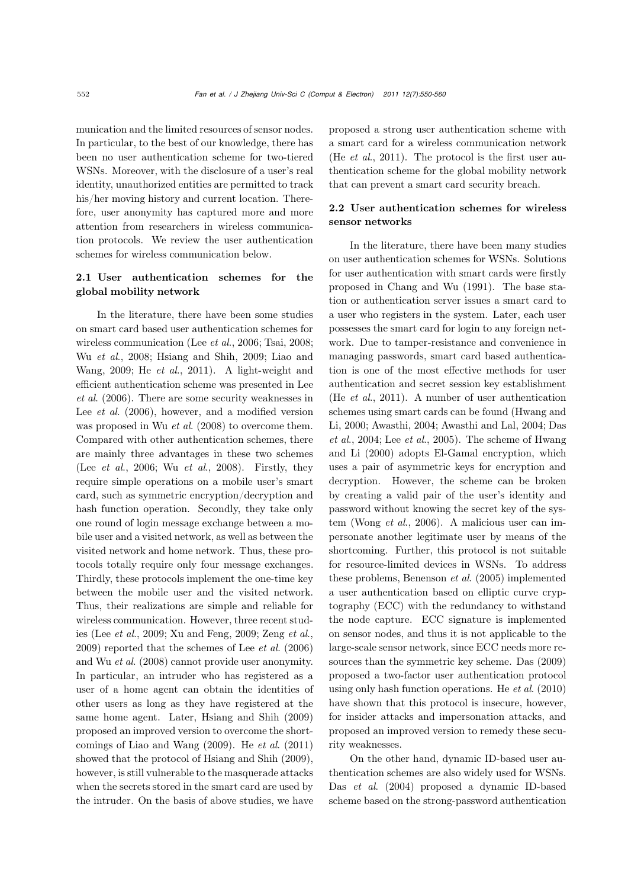munication and the limited resources of sensor nodes. In particular, to the best of our knowledge, there has been no user authentication scheme for two-tiered WSNs. Moreover, with the disclosure of a user's real identity, unauthorized entities are permitted to track his/her moving history and current location. Therefore, user anonymity has captured more and more attention from researchers in wireless communication protocols. We review the user authentication schemes for wireless communication below.

### 2.1 User authentication schemes for the global mobility network

In the literature, there have been some studies on smart card based user authentication schemes for wireless communication (Lee *et al.*, 2006; Tsai, 2008; Wu *et al.*, 2008; Hsiang and Shih, 2009; Liao and Wang, 2009; He *et al.*, 2011). A light-weight and efficient authentication scheme was presented in Lee *et al.* (2006). There are some security weaknesses in Lee *et al.* (2006), however, and a modified version was proposed in Wu *et al.* (2008) to overcome them. Compared with other authentication schemes, there are mainly three advantages in these two schemes (Lee *et al.*, 2006; Wu *et al.*, 2008). Firstly, they require simple operations on a mobile user's smart card, such as symmetric encryption/decryption and hash function operation. Secondly, they take only one round of login message exchange between a mobile user and a visited network, as well as between the visited network and home network. Thus, these protocols totally require only four message exchanges. Thirdly, these protocols implement the one-time key between the mobile user and the visited network. Thus, their realizations are simple and reliable for wireless communication. However, three recent studies (Lee *et al.*, 2009; Xu and Feng, 2009; Zeng *et al.*, 2009) reported that the schemes of Lee *et al.* (2006) and Wu *et al.* (2008) cannot provide user anonymity. In particular, an intruder who has registered as a user of a home agent can obtain the identities of other users as long as they have registered at the same home agent. Later, Hsiang and Shih (2009) proposed an improved version to overcome the shortcomings of Liao and Wang (2009). He *et al.* (2011) showed that the protocol of Hsiang and Shih (2009), however, is still vulnerable to the masquerade attacks when the secrets stored in the smart card are used by the intruder. On the basis of above studies, we have proposed a strong user authentication scheme with a smart card for a wireless communication network (He *et al.*, 2011). The protocol is the first user authentication scheme for the global mobility network that can prevent a smart card security breach.

### 2.2 User authentication schemes for wireless sensor networks

In the literature, there have been many studies on user authentication schemes for WSNs. Solutions for user authentication with smart cards were firstly proposed in Chang and Wu (1991). The base station or authentication server issues a smart card to a user who registers in the system. Later, each user possesses the smart card for login to any foreign network. Due to tamper-resistance and convenience in managing passwords, smart card based authentication is one of the most effective methods for user authentication and secret session key establishment (He *et al.*, 2011). A number of user authentication schemes using smart cards can be found (Hwang and Li, 2000; Awasthi, 2004; Awasthi and Lal, 2004; Das *et al.*, 2004; Lee *et al.*, 2005). The scheme of Hwang and Li (2000) adopts El-Gamal encryption, which uses a pair of asymmetric keys for encryption and decryption. However, the scheme can be broken by creating a valid pair of the user's identity and password without knowing the secret key of the system (Wong *et al.*, 2006). A malicious user can impersonate another legitimate user by means of the shortcoming. Further, this protocol is not suitable for resource-limited devices in WSNs. To address these problems, Benenson *et al.* (2005) implemented a user authentication based on elliptic curve cryptography (ECC) with the redundancy to withstand the node capture. ECC signature is implemented on sensor nodes, and thus it is not applicable to the large-scale sensor network, since ECC needs more resources than the symmetric key scheme. Das (2009) proposed a two-factor user authentication protocol using only hash function operations. He *et al.* (2010) have shown that this protocol is insecure, however, for insider attacks and impersonation attacks, and proposed an improved version to remedy these security weaknesses.

On the other hand, dynamic ID-based user authentication schemes are also widely used for WSNs. Das *et al.* (2004) proposed a dynamic ID-based scheme based on the strong-password authentication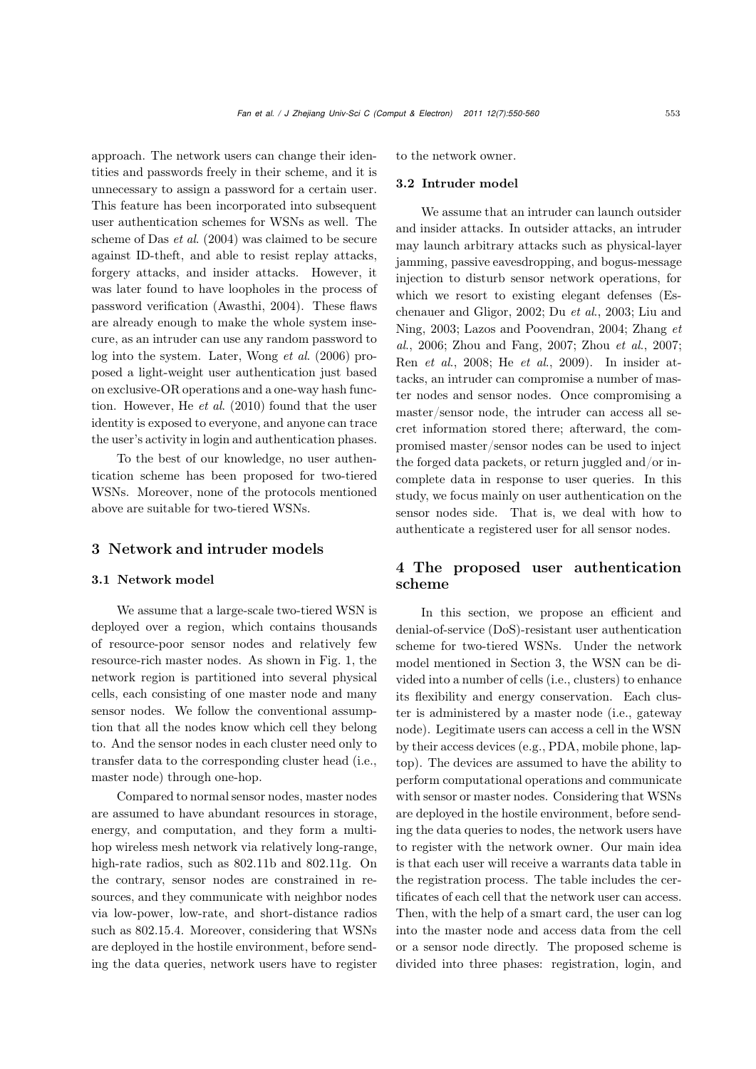approach. The network users can change their identities and passwords freely in their scheme, and it is unnecessary to assign a password for a certain user. This feature has been incorporated into subsequent user authentication schemes for WSNs as well. The scheme of Das *et al*. (2004) was claimed to be secure against ID-theft, and able to resist replay attacks, forgery attacks, and insider attacks. However, it was later found to have loopholes in the process of password verification (Awasthi, 2004). These flaws are already enough to make the whole system insecure, as an intruder can use any random password to log into the system. Later, Wong *et al*. (2006) proposed a light-weight user authentication just based on exclusive-OR operations and a one-way hash function. However, He *et al*. (2010) found that the user identity is exposed to everyone, and anyone can trace the user's activity in login and authentication phases.

To the best of our knowledge, no user authentication scheme has been proposed for two-tiered WSNs. Moreover, none of the protocols mentioned above are suitable for two-tiered WSNs.

## 3 Network and intruder models

### 3.1 Network model

We assume that a large-scale two-tiered WSN is deployed over a region, which contains thousands of resource-poor sensor nodes and relatively few resource-rich master nodes. As shown in Fig. 1, the network region is partitioned into several physical cells, each consisting of one master node and many sensor nodes. We follow the conventional assumption that all the nodes know which cell they belong to. And the sensor nodes in each cluster need only to transfer data to the corresponding cluster head (i.e., master node) through one-hop.

Compared to normal sensor nodes, master nodes are assumed to have abundant resources in storage, energy, and computation, and they form a multi-hop wireless mesh network via relatively long-range, high-rate radios, such as 802.11b and 802.11g. On the contrary, sensor nodes are constrained in resources, and they communicate with neighbor nodes via low-power, low-rate, and short-distance radios such as 802.15.4. Moreover, considering that WSNs are deployed in the hostile environment, before sending the data queries, network users have to register to the network owner.

### 3.2 Intruder model

We assume that an intruder can launch outsider and insider attacks. In outsider attacks, an intruder may launch arbitrary attacks such as physical-layer jamming, passive eavesdropping, and bogus-message injection to disturb sensor network operations, for which we resort to existing elegant defenses (Eschenauer and Gligor, 2002; Du *et al*., 2003; Liu and Ning, 2003; Lazos and Poovendran, 2004; Zhang *et al*., 2006; Zhou and Fang, 2007; Zhou *et al*., 2007; Ren *et al*., 2008; He *et al*., 2009). In insider attacks, an intruder can compromise a number of master nodes and sensor nodes. Once compromising a master/sensor node, the intruder can access all secret information stored there; afterward, the compromised master/sensor nodes can be used to inject the forged data packets, or return juggled and/or incomplete data in response to user queries. In this study, we focus mainly on user authentication on the sensor nodes side. That is, we deal with how to authenticate a registered user for all sensor nodes.

## 4 The proposed user authentication scheme

In this section, we propose an efficient and denial-of-service (DoS)-resistant user authentication scheme for two-tiered WSNs. Under the network model mentioned in Section 3, the WSN can be divided into a number of cells (i.e., clusters) to enhance its flexibility and energy conservation. Each cluster is administered by a master node (i.e., gateway node). Legitimate users can access a cell in the WSN by their access devices (e.g., PDA, mobile phone, laptop). The devices are assumed to have the ability to perform computational operations and communicate with sensor or master nodes. Considering that WSNs are deployed in the hostile environment, before sending the data queries to nodes, the network users have to register with the network owner. Our main idea is that each user will receive a warrants data table in the registration process. The table includes the certificates of each cell that the network user can access. Then, with the help of a smart card, the user can log into the master node and access data from the cell or a sensor node directly. The proposed scheme is divided into three phases: registration, login, and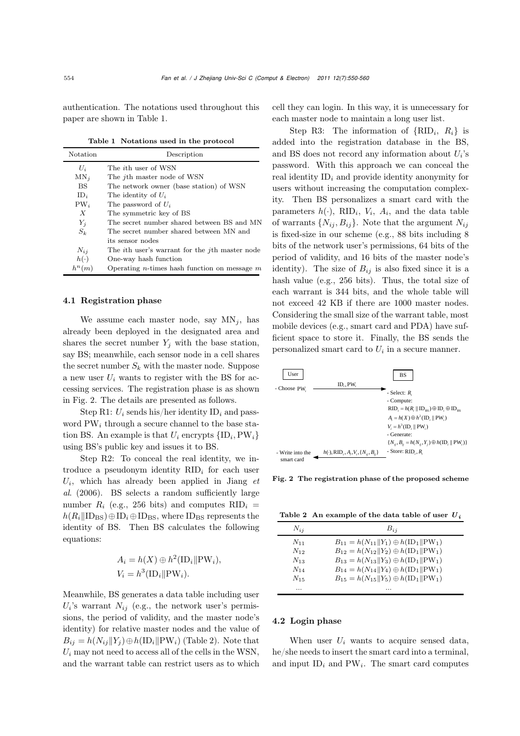authentication. The notations used throughout this paper are shown in Table 1.

**Table 1 Notations used in the protocol**

| Notation | Description |
|---|---|
| $U_i$ | The $i$th user of WSN |
| $\text{MN}_j$ | The $j$th master node of WSN |
| BS | The network owner (base station) of WSN |
| $\text{ID}_i$ | The identity of $U_i$ |
| $\text{PW}_i$ | The password of $U_i$ |
| $X$ | The symmetric key of BS |
| $Y_j$ | The secret number shared between BS and MN |
| $S_k$ | The secret number shared between MN and its sensor nodes |
| $N_{ij}$ | The $i$th user's warrant for the $j$th master node |
| $h(\cdot)$ | One-way hash function |
| $h^n(m)$ | Operating $n$-times hash function on message $m$ |

### 4.1 Registration phase

We assume each master node, say $\text{MN}_j$, has already been deployed in the designated area and shares the secret number $Y_j$ with the base station, say BS; meanwhile, each sensor node in a cell shares the secret number $S_k$ with the master node. Suppose a new user $U_i$ wants to register with the BS for accessing services. The registration phase is as shown in Fig. 2. The details are presented as follows.

Step R1: $U_i$ sends his/her identity $\text{ID}_i$ and password $\text{PW}_i$ through a secure channel to the base station BS. An example is that $U_i$ encrypts $\{\text{ID}_i, \text{PW}_i\}$ using BS's public key and issues it to BS.

Step R2: To conceal the real identity, we introduce a pseudonym $\text{RID}_i$ for each user $U_i$, which has already been applied in Jiang *et al*. (2006). BS selects a random sufficiently large number $R_i$ (e.g., 256 bits) and computes $\text{RID}_i = h(R_i \| \text{ID}_{\text{BS}}) \oplus \text{ID}_i \oplus \text{ID}_{\text{BS}}$, where $\text{ID}_{\text{BS}}$ represents the identity of BS. Then BS calculates the following equations:

$$A_i = h(X) \oplus h^2(\text{ID}_i \| \text{PW}_i),$$
$$V_i = h^3(\text{ID}_i \| \text{PW}_i).$$

Meanwhile, BS generates a data table including user $U_i$'s warrant $N_{ij}$ (e.g., the network user's permissions, the period of validity, and the master node's identity) for relative master nodes and the value of $B_{ij} = h(N_{ij} \| Y_j) \oplus h(\text{ID}_i \| \text{PW}_i)$ (Table 2). Note that $U_i$ may not need to access all of the cells in the WSN, and the warrant table can restrict users as to which cell they can login. In this way, it is unnecessary for each master node to maintain a long user list.

Step R3: The information of $\{\text{RID}_i, R_i\}$ is added into the registration database in the BS, and BS does not record any information about $U_i$'s password. With this approach we can conceal the real identity $\text{ID}_i$ and provide identity anonymity for users without increasing the computation complexity. Then BS personalizes a smart card with the parameters $h(\cdot)$, $\text{RID}_i$, $V_i$, $A_i$, and the data table of warrants $\{N_{ij}, B_{ij}\}$. Note that the argument $N_{ij}$ is fixed-size in our scheme (e.g., 88 bits including 8 bits of the network user's permissions, 64 bits of the period of validity, and 16 bits of the master node's identity). The size of $B_{ij}$ is also fixed since it is a hash value (e.g., 256 bits). Thus, the total size of each warrant is 344 bits, and the whole table will not exceed 42 KB if there are 1000 master nodes. Considering the small size of the warrant table, most mobile devices (e.g., smart card and PDA) have sufficient space to store it. Finally, the BS sends the personalized smart card to $U_i$ in a secure manner.

User → BS:
- User: Choose $\text{PW}_i$; sends $\text{ID}_i, \text{PW}_i$ to BS
- BS: Select: $R_i$
- Compute:
  $\text{RID}_i = h(R_i \| \text{ID}_{\text{BS}}) \oplus \text{ID}_i \oplus \text{ID}_{\text{BS}}$
  $A_i = h(X) \oplus h^2(\text{ID}_i \| \text{PW}_i)$
  $V_i = h^3(\text{ID}_i \| \text{PW}_i)$
- Generate:
  $\{N_{ij}, B_{ij} = h(N_{ij}, Y_j) \oplus h(\text{ID}_i \| \text{PW}_i)\}$
- Store: $\text{RID}_i, R_i$
- BS sends $h(\cdot), \text{RID}_i, A_i, V_i, \{N_{ij}, B_{ij}\}$ to User
- User: Write into the smart card

**Fig. 2 The registration phase of the proposed scheme**

**Table 2 An example of the data table of user $U_i$**

| $N_{ij}$ | $B_{ij}$ |
|---|---|
| $N_{11}$ | $B_{11} = h(N_{11} \| Y_1) \oplus h(\text{ID}_1 \| \text{PW}_1)$ |
| $N_{12}$ | $B_{12} = h(N_{12} \| Y_2) \oplus h(\text{ID}_1 \| \text{PW}_1)$ |
| $N_{13}$ | $B_{13} = h(N_{13} \| Y_3) \oplus h(\text{ID}_1 \| \text{PW}_1)$ |
| $N_{14}$ | $B_{14} = h(N_{14} \| Y_4) \oplus h(\text{ID}_1 \| \text{PW}_1)$ |
| $N_{15}$ | $B_{15} = h(N_{15} \| Y_5) \oplus h(\text{ID}_1 \| \text{PW}_1)$ |
| ... | ... |

### 4.2 Login phase

When user $U_i$ wants to acquire sensed data, he/she needs to insert the smart card into a terminal, and input $\text{ID}_i$ and $\text{PW}_i$. The smart card computes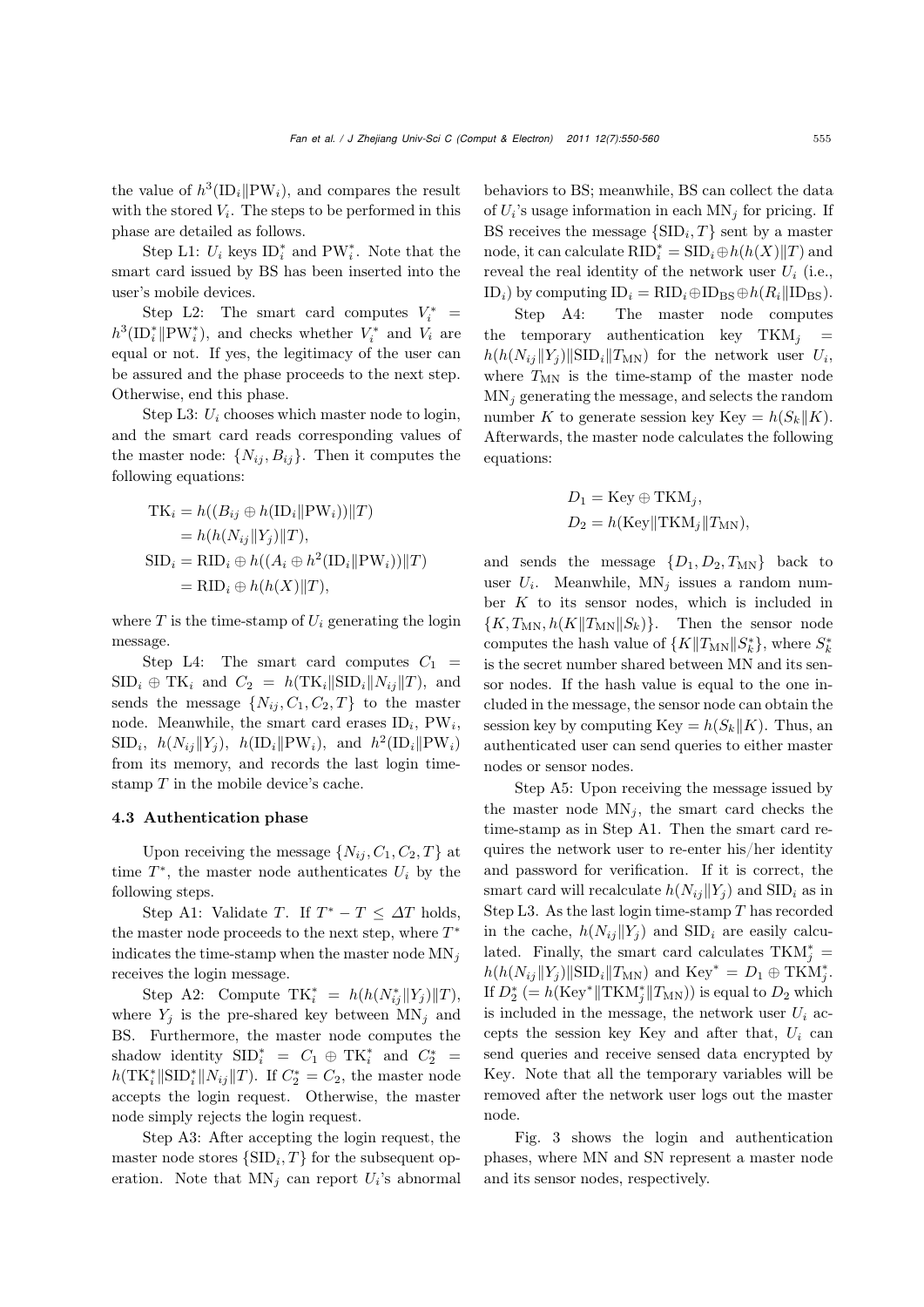the value of $h^3(\mathrm{ID}_i\|\mathrm{PW}_i)$, and compares the result with the stored $V_i$. The steps to be performed in this phase are detailed as follows.

Step L1: $U_i$ keys $\mathrm{ID}_i^*$ and $\mathrm{PW}_i^*$. Note that the smart card issued by BS has been inserted into the user's mobile devices.

Step L2: The smart card computes $V_i^* = h^3(\mathrm{ID}_i^*\|\mathrm{PW}_i^*)$, and checks whether $V_i^*$ and $V_i$ are equal or not. If yes, the legitimacy of the user can be assured and the phase proceeds to the next step. Otherwise, end this phase.

Step L3: $U_i$ chooses which master node to login, and the smart card reads corresponding values of the master node: $\{N_{ij}, B_{ij}\}$. Then it computes the following equations:

$$\begin{aligned}\mathrm{TK}_i &= h((B_{ij} \oplus h(\mathrm{ID}_i\|\mathrm{PW}_i))\|T)\\ &= h(h(N_{ij}\|Y_j)\|T),\\ \mathrm{SID}_i &= \mathrm{RID}_i \oplus h((A_i \oplus h^2(\mathrm{ID}_i\|\mathrm{PW}_i))\|T)\\ &= \mathrm{RID}_i \oplus h(h(X)\|T),\end{aligned}$$

where $T$ is the time-stamp of $U_i$ generating the login message.

Step L4: The smart card computes $C_1 = \mathrm{SID}_i \oplus \mathrm{TK}_i$ and $C_2 = h(\mathrm{TK}_i\|\mathrm{SID}_i\|N_{ij}\|T)$, and sends the message $\{N_{ij}, C_1, C_2, T\}$ to the master node. Meanwhile, the smart card erases $\mathrm{ID}_i$, $\mathrm{PW}_i$, $\mathrm{SID}_i$, $h(N_{ij}\|Y_j)$, $h(\mathrm{ID}_i\|\mathrm{PW}_i)$, and $h^2(\mathrm{ID}_i\|\mathrm{PW}_i)$ from its memory, and records the last login time-stamp $T$ in the mobile device's cache.

### 4.3 Authentication phase

Upon receiving the message $\{N_{ij}, C_1, C_2, T\}$ at time $T^*$, the master node authenticates $U_i$ by the following steps.

Step A1: Validate $T$. If $T^* - T \leq \Delta T$ holds, the master node proceeds to the next step, where $T^*$ indicates the time-stamp when the master node $\mathrm{MN}_j$ receives the login message.

Step A2: Compute $\mathrm{TK}_i^* = h(h(N_{ij}^*\|Y_j)\|T)$, where $Y_j$ is the pre-shared key between $\mathrm{MN}_j$ and BS. Furthermore, the master node computes the shadow identity $\mathrm{SID}_i^* = C_1 \oplus \mathrm{TK}_i^*$ and $C_2^* = h(\mathrm{TK}_i^*\|\mathrm{SID}_i^*\|N_{ij}\|T)$. If $C_2^* = C_2$, the master node accepts the login request. Otherwise, the master node simply rejects the login request.

Step A3: After accepting the login request, the master node stores $\{\mathrm{SID}_i, T\}$ for the subsequent operation. Note that $\mathrm{MN}_j$ can report $U_i$'s abnormal behaviors to BS; meanwhile, BS can collect the data of $U_i$'s usage information in each $\mathrm{MN}_j$ for pricing. If BS receives the message $\{\mathrm{SID}_i, T\}$ sent by a master node, it can calculate $\mathrm{RID}_i^* = \mathrm{SID}_i \oplus h(h(X)\|T)$ and reveal the real identity of the network user $U_i$ (i.e., $\mathrm{ID}_i$) by computing $\mathrm{ID}_i = \mathrm{RID}_i \oplus \mathrm{ID}_{\mathrm{BS}} \oplus h(R_i\|\mathrm{ID}_{\mathrm{BS}})$.

Step A4: The master node computes the temporary authentication key $\mathrm{TKM}_j = h(h(N_{ij}\|Y_j)\|\mathrm{SID}_i\|T_{\mathrm{MN}})$ for the network user $U_i$, where $T_{\mathrm{MN}}$ is the time-stamp of the master node $\mathrm{MN}_j$ generating the message, and selects the random number $K$ to generate session key $\mathrm{Key} = h(S_k\|K)$. Afterwards, the master node calculates the following equations:

$$\begin{aligned}D_1 &= \mathrm{Key} \oplus \mathrm{TKM}_j,\\ D_2 &= h(\mathrm{Key}\|\mathrm{TKM}_j\|T_{\mathrm{MN}}),\end{aligned}$$

and sends the message $\{D_1, D_2, T_{\mathrm{MN}}\}$ back to user $U_i$. Meanwhile, $\mathrm{MN}_j$ issues a random number $K$ to its sensor nodes, which is included in $\{K, T_{\mathrm{MN}}, h(K\|T_{\mathrm{MN}}\|S_k)\}$. Then the sensor node computes the hash value of $\{K\|T_{\mathrm{MN}}\|S_k^*\}$, where $S_k^*$ is the secret number shared between MN and its sensor nodes. If the hash value is equal to the one included in the message, the sensor node can obtain the session key by computing $\mathrm{Key} = h(S_k\|K)$. Thus, an authenticated user can send queries to either master nodes or sensor nodes.

Step A5: Upon receiving the message issued by the master node $\mathrm{MN}_j$, the smart card checks the time-stamp as in Step A1. Then the smart card requires the network user to re-enter his/her identity and password for verification. If it is correct, the smart card will recalculate $h(N_{ij}\|Y_j)$ and $\mathrm{SID}_i$ as in Step L3. As the last login time-stamp $T$ has recorded in the cache, $h(N_{ij}\|Y_j)$ and $\mathrm{SID}_i$ are easily calculated. Finally, the smart card calculates $\mathrm{TKM}_j^* = h(h(N_{ij}\|Y_j)\|\mathrm{SID}_i\|T_{\mathrm{MN}})$ and $\mathrm{Key}^* = D_1 \oplus \mathrm{TKM}_j^*$. If $D_2^*$ ($= h(\mathrm{Key}^*\|\mathrm{TKM}_j^*\|T_{\mathrm{MN}})$) is equal to $D_2$ which is included in the message, the network user $U_i$ accepts the session key Key and after that, $U_i$ can send queries and receive sensed data encrypted by Key. Note that all the temporary variables will be removed after the network user logs out the master node.

Fig. 3 shows the login and authentication phases, where MN and SN represent a master node and its sensor nodes, respectively.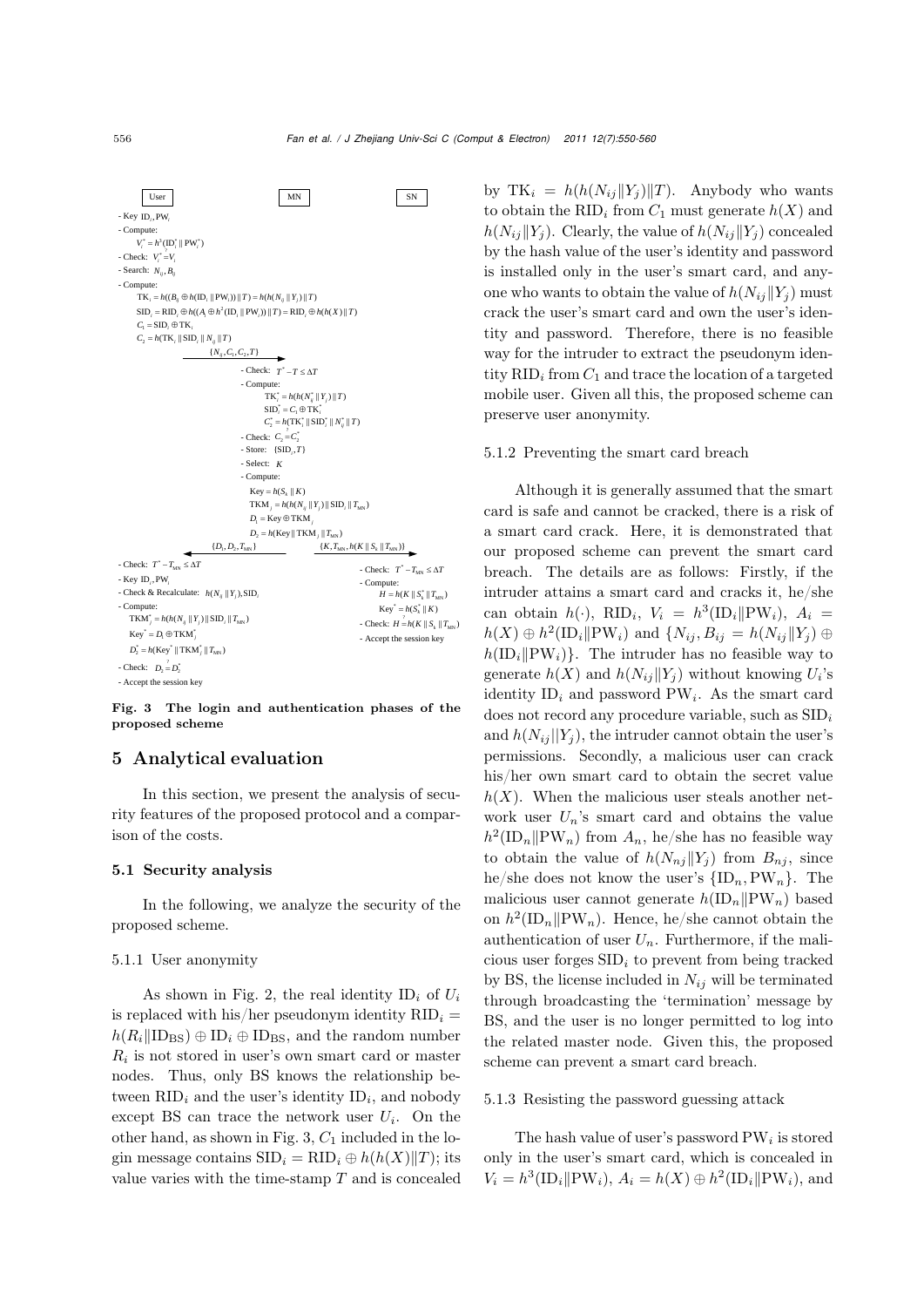| User | MN | SN |
|---|---|---|
| - Key $\text{ID}_i, \text{PW}_i$<br>- Compute: $V_i^* = h^3(\text{ID}_i^* \| \text{PW}_i^*)$<br>- Check: $V_i^* \overset{?}{=} V_i$<br>- Search: $N_{ij}, B_{ij}$<br>- Compute:<br>$\text{TK}_i = h((B_{ij} \oplus h(\text{ID}_i \| \text{PW}_i)) \| T) = h(h(N_{ij} \| Y_j) \| T)$<br>$\text{SID}_i = \text{RID}_i \oplus h((A_i \oplus h^2(\text{ID}_i \| \text{PW}_i)) \| T) = \text{RID}_i \oplus h(h(X) \| T)$<br>$C_1 = \text{SID}_i \oplus \text{TK}_i$<br>$C_2 = h(\text{TK}_i \| \text{SID}_i \| N_{ij} \| T)$<br>$\{N_{ij}, C_1, C_2, T\}$ → | | |
| | - Check: $T^* - T \le \Delta T$<br>- Compute:<br>$\text{TK}_i^* = h(h(N_{ij}^* \| Y_j) \| T)$<br>$\text{SID}_i^* = C_1 \oplus \text{TK}_i^*$<br>$C_2^* = h(\text{TK}_i^* \| \text{SID}_i^* \| N_{ij}^* \| T)$<br>- Check: $C_2 \overset{?}{=} C_2^*$<br>- Store: $\{\text{SID}_i, T\}$<br>- Select: $K$<br>- Compute:<br>$\text{Key} = h(S_k \| K)$<br>$\text{TKM}_j = h(h(N_{ij} \| Y_j) \| \text{SID}_i \| T_{\text{MN}})$<br>$D_1 = \text{Key} \oplus \text{TKM}_j$<br>$D_2 = h(\text{Key} \| \text{TKM}_j \| T_{\text{MN}})$<br>← $\{D_1, D_2, T_{\text{MN}}\}$ $\{K, T_{\text{MN}}, h(K \| S_k \| T_{\text{MN}})\}$ → | |
| - Check: $T^* - T_{\text{MN}} \le \Delta T$<br>- Key $\text{ID}_i, \text{PW}_i$<br>- Check & Recalculate: $h(N_{ij} \| Y_j), \text{SID}_i$<br>- Compute:<br>$\text{TKM}_j^* = h(h(N_{ij} \| Y_j) \| \text{SID}_i \| T_{\text{MN}})$<br>$\text{Key}^* = D_1 \oplus \text{TKM}_j^*$<br>$D_2^* = h(\text{Key}^* \| \text{TKM}_j^* \| T_{\text{MN}})$<br>- Check: $D_2 \overset{?}{=} D_2^*$<br>- Accept the session key | | - Check: $T^* - T_{\text{MN}} \le \Delta T$<br>- Compute:<br>$H = h(K \| S_k^* \| T_{\text{MN}})$<br>$\text{Key}^* = h(S_k^* \| K)$<br>- Check: $H \overset{?}{=} h(K \| S_k \| T_{\text{MN}})$<br>- Accept the session key |

**Fig. 3 The login and authentication phases of the proposed scheme**

## 5 Analytical evaluation

In this section, we present the analysis of security features of the proposed protocol and a comparison of the costs.

### 5.1 Security analysis

In the following, we analyze the security of the proposed scheme.

#### 5.1.1 User anonymity

As shown in Fig. 2, the real identity $\text{ID}_i$ of $U_i$ is replaced with his/her pseudonym identity $\text{RID}_i = h(R_i \| \text{ID}_{\text{BS}}) \oplus \text{ID}_i \oplus \text{ID}_{\text{BS}}$, and the random number $R_i$ is not stored in user's own smart card or master nodes. Thus, only BS knows the relationship between $\text{RID}_i$ and the user's identity $\text{ID}_i$, and nobody except BS can trace the network user $U_i$. On the other hand, as shown in Fig. 3, $C_1$ included in the login message contains $\text{SID}_i = \text{RID}_i \oplus h(h(X)\|T)$; its value varies with the time-stamp $T$ and is concealed by $\text{TK}_i = h(h(N_{ij}\|Y_j)\|T)$. Anybody who wants to obtain the $\text{RID}_i$ from $C_1$ must generate $h(X)$ and $h(N_{ij}\|Y_j)$. Clearly, the value of $h(N_{ij}\|Y_j)$ concealed by the hash value of the user's identity and password is installed only in the user's smart card, and anyone who wants to obtain the value of $h(N_{ij}\|Y_j)$ must crack the user's smart card and own the user's identity and password. Therefore, there is no feasible way for the intruder to extract the pseudonym identity $\text{RID}_i$ from $C_1$ and trace the location of a targeted mobile user. Given all this, the proposed scheme can preserve user anonymity.

#### 5.1.2 Preventing the smart card breach

Although it is generally assumed that the smart card is safe and cannot be cracked, there is a risk of a smart card crack. Here, it is demonstrated that our proposed scheme can prevent the smart card breach. The details are as follows: Firstly, if the intruder attains a smart card and cracks it, he/she can obtain $h(\cdot)$, $\text{RID}_i$, $V_i = h^3(\text{ID}_i\|\text{PW}_i)$, $A_i = h(X) \oplus h^2(\text{ID}_i\|\text{PW}_i)$ and $\{N_{ij}, B_{ij} = h(N_{ij}\|Y_j) \oplus h(\text{ID}_i\|\text{PW}_i)\}$. The intruder has no feasible way to generate $h(X)$ and $h(N_{ij}\|Y_j)$ without knowing $U_i$'s identity $\text{ID}_i$ and password $\text{PW}_i$. As the smart card does not record any procedure variable, such as $\text{SID}_i$ and $h(N_{ij}||Y_j)$, the intruder cannot obtain the user's permissions. Secondly, a malicious user can crack his/her own smart card to obtain the secret value $h(X)$. When the malicious user steals another network user $U_n$'s smart card and obtains the value $h^2(\text{ID}_n\|\text{PW}_n)$ from $A_n$, he/she has no feasible way to obtain the value of $h(N_{nj}\|Y_j)$ from $B_{nj}$, since he/she does not know the user's $\{\text{ID}_n, \text{PW}_n\}$. The malicious user cannot generate $h(\text{ID}_n\|\text{PW}_n)$ based on $h^2(\text{ID}_n\|\text{PW}_n)$. Hence, he/she cannot obtain the authentication of user $U_n$. Furthermore, if the malicious user forges $\text{SID}_i$ to prevent from being tracked by BS, the license included in $N_{ij}$ will be terminated through broadcasting the 'termination' message by BS, and the user is no longer permitted to log into the related master node. Given this, the proposed scheme can prevent a smart card breach.

#### 5.1.3 Resisting the password guessing attack

The hash value of user's password $\text{PW}_i$ is stored only in the user's smart card, which is concealed in $V_i = h^3(\text{ID}_i\|\text{PW}_i)$, $A_i = h(X) \oplus h^2(\text{ID}_i\|\text{PW}_i)$, and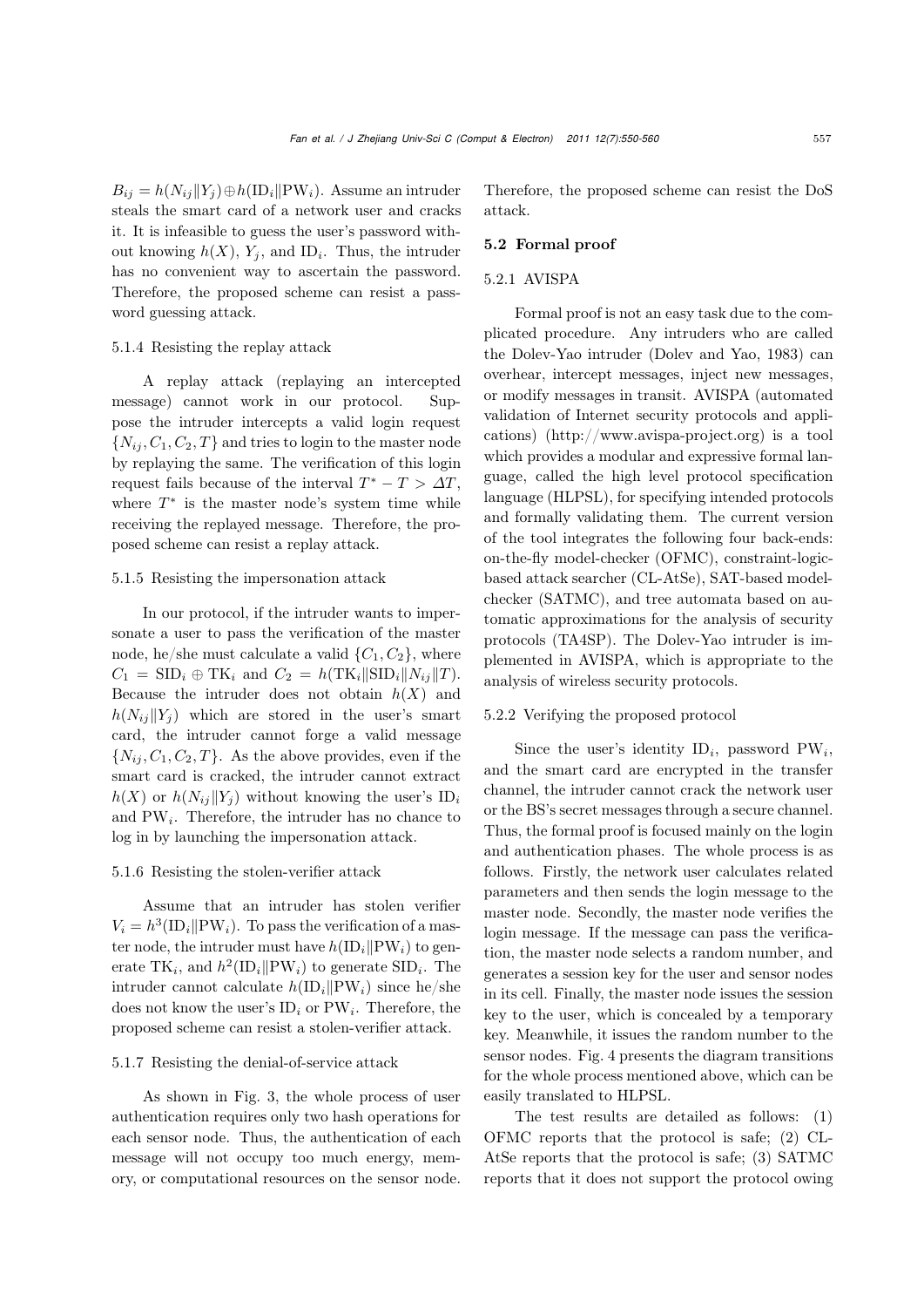$B_{ij} = h(N_{ij}\|Y_j) \oplus h(\mathrm{ID}_i\|\mathrm{PW}_i)$. Assume an intruder steals the smart card of a network user and cracks it. It is infeasible to guess the user's password without knowing $h(X)$, $Y_j$, and $\mathrm{ID}_i$. Thus, the intruder has no convenient way to ascertain the password. Therefore, the proposed scheme can resist a password guessing attack.

#### 5.1.4 Resisting the replay attack

A replay attack (replaying an intercepted message) cannot work in our protocol. Suppose the intruder intercepts a valid login request $\{N_{ij}, C_1, C_2, T\}$ and tries to login to the master node by replaying the same. The verification of this login request fails because of the interval $T^* - T > \Delta T$, where $T^*$ is the master node's system time while receiving the replayed message. Therefore, the proposed scheme can resist a replay attack.

#### 5.1.5 Resisting the impersonation attack

In our protocol, if the intruder wants to impersonate a user to pass the verification of the master node, he/she must calculate a valid $\{C_1, C_2\}$, where $C_1 = \mathrm{SID}_i \oplus \mathrm{TK}_i$ and $C_2 = h(\mathrm{TK}_i\|\mathrm{SID}_i\|N_{ij}\|T)$. Because the intruder does not obtain $h(X)$ and $h(N_{ij}\|Y_j)$ which are stored in the user's smart card, the intruder cannot forge a valid message $\{N_{ij}, C_1, C_2, T\}$. As the above provides, even if the smart card is cracked, the intruder cannot extract $h(X)$ or $h(N_{ij}\|Y_j)$ without knowing the user's $\mathrm{ID}_i$ and $\mathrm{PW}_i$. Therefore, the intruder has no chance to log in by launching the impersonation attack.

#### 5.1.6 Resisting the stolen-verifier attack

Assume that an intruder has stolen verifier $V_i = h^3(\mathrm{ID}_i\|\mathrm{PW}_i)$. To pass the verification of a master node, the intruder must have $h(\mathrm{ID}_i\|\mathrm{PW}_i)$ to generate $\mathrm{TK}_i$, and $h^2(\mathrm{ID}_i\|\mathrm{PW}_i)$ to generate $\mathrm{SID}_i$. The intruder cannot calculate $h(\mathrm{ID}_i\|\mathrm{PW}_i)$ since he/she does not know the user's $\mathrm{ID}_i$ or $\mathrm{PW}_i$. Therefore, the proposed scheme can resist a stolen-verifier attack.

#### 5.1.7 Resisting the denial-of-service attack

As shown in Fig. 3, the whole process of user authentication requires only two hash operations for each sensor node. Thus, the authentication of each message will not occupy too much energy, memory, or computational resources on the sensor node. Therefore, the proposed scheme can resist the DoS attack.

### 5.2 Formal proof

#### 5.2.1 AVISPA

Formal proof is not an easy task due to the complicated procedure. Any intruders who are called the Dolev-Yao intruder (Dolev and Yao, 1983) can overhear, intercept messages, inject new messages, or modify messages in transit. AVISPA (automated validation of Internet security protocols and applications) (http://www.avispa-project.org) is a tool which provides a modular and expressive formal language, called the high level protocol specification language (HLPSL), for specifying intended protocols and formally validating them. The current version of the tool integrates the following four back-ends: on-the-fly model-checker (OFMC), constraint-logic-based attack searcher (CL-AtSe), SAT-based model-checker (SATMC), and tree automata based on automatic approximations for the analysis of security protocols (TA4SP). The Dolev-Yao intruder is implemented in AVISPA, which is appropriate to the analysis of wireless security protocols.

#### 5.2.2 Verifying the proposed protocol

Since the user's identity $\mathrm{ID}_i$, password $\mathrm{PW}_i$, and the smart card are encrypted in the transfer channel, the intruder cannot crack the network user or the BS's secret messages through a secure channel. Thus, the formal proof is focused mainly on the login and authentication phases. The whole process is as follows. Firstly, the network user calculates related parameters and then sends the login message to the master node. Secondly, the master node verifies the login message. If the message can pass the verification, the master node selects a random number, and generates a session key for the user and sensor nodes in its cell. Finally, the master node issues the session key to the user, which is concealed by a temporary key. Meanwhile, it issues the random number to the sensor nodes. Fig. 4 presents the diagram transitions for the whole process mentioned above, which can be easily translated to HLPSL.

The test results are detailed as follows: (1) OFMC reports that the protocol is safe; (2) CL-AtSe reports that the protocol is safe; (3) SATMC reports that it does not support the protocol owing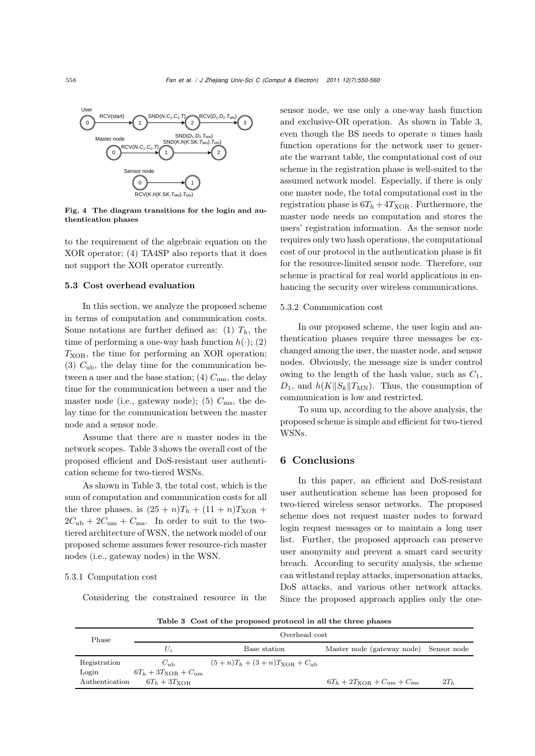User

Master node

Sensor node

Fig. 4 The diagram transitions for the login and authentication phases

to the requirement of the algebraic equation on the XOR operator; (4) TA4SP also reports that it does not support the XOR operator currently.

### 5.3 Cost overhead evaluation

In this section, we analyze the proposed scheme in terms of computation and communication costs. Some notations are further defined as: (1) $T_h$, the time of performing a one-way hash function $h(\cdot)$; (2) $T_{\text{XOR}}$, the time for performing an XOR operation; (3) $C_{\text{ub}}$, the delay time for the communication between a user and the base station; (4) $C_{\text{um}}$, the delay time for the communication between a user and the master node (i.e., gateway node); (5) $C_{\text{ms}}$, the delay time for the communication between the master node and a sensor node.

Assume that there are $n$ master nodes in the network scopes. Table 3 shows the overall cost of the proposed efficient and DoS-resistant user authentication scheme for two-tiered WSNs.

As shown in Table 3, the total cost, which is the sum of computation and communication costs for all the three phases, is $(25+n)T_h + (11+n)T_{\text{XOR}} + 2C_{\text{ub}} + 2C_{\text{um}} + C_{\text{ms}}$. In order to suit to the two-tiered architecture of WSN, the network model of our proposed scheme assumes fewer resource-rich master nodes (i.e., gateway nodes) in the WSN.

#### 5.3.1 Computation cost

Considering the constrained resource in the sensor node, we use only a one-way hash function and exclusive-OR operation. As shown in Table 3, even though the BS needs to operate $n$ times hash function operations for the network user to generate the warrant table, the computational cost of our scheme in the registration phase is well-suited to the assumed network model. Especially, if there is only one master node, the total computational cost in the registration phase is $6T_h + 4T_{\text{XOR}}$. Furthermore, the master node needs no computation and stores the users' registration information. As the sensor node requires only two hash operations, the computational cost of our protocol in the authentication phase is fit for the resource-limited sensor node. Therefore, our scheme is practical for real world applications in enhancing the security over wireless communications.

#### 5.3.2 Communication cost

In our proposed scheme, the user login and authentication phases require three messages be exchanged among the user, the master node, and sensor nodes. Obviously, the message size is under control owing to the length of the hash value, such as $C_1$, $D_1$, and $h(K\|S_k\|T_{\text{MN}})$. Thus, the consumption of communication is low and restricted.

To sum up, according to the above analysis, the proposed scheme is simple and efficient for two-tiered WSNs.

## 6 Conclusions

In this paper, an efficient and DoS-resistant user authentication scheme has been proposed for two-tiered wireless sensor networks. The proposed scheme does not request master nodes to forward login request messages or to maintain a long user list. Further, the proposed approach can preserve user anonymity and prevent a smart card security breach. According to security analysis, the scheme can withstand replay attacks, impersonation attacks, DoS attacks, and various other network attacks. Since the proposed approach applies only the one-

**Table 3 Cost of the proposed protocol in all the three phases**

| Phase | Overhead cost | | | |
|---|---|---|---|---|
| | $U_i$ | Base station | Master node (gateway node) | Sensor node |
| Registration | $C_{\text{ub}}$ | $(5+n)T_h + (3+n)T_{\text{XOR}} + C_{\text{ub}}$ | | |
| Login | $6T_h + 3T_{\text{XOR}} + C_{\text{um}}$ | | | |
| Authentication | $6T_h + 3T_{\text{XOR}}$ | | $6T_h + 2T_{\text{XOR}} + C_{\text{um}} + C_{\text{ms}}$ | $2T_h$ |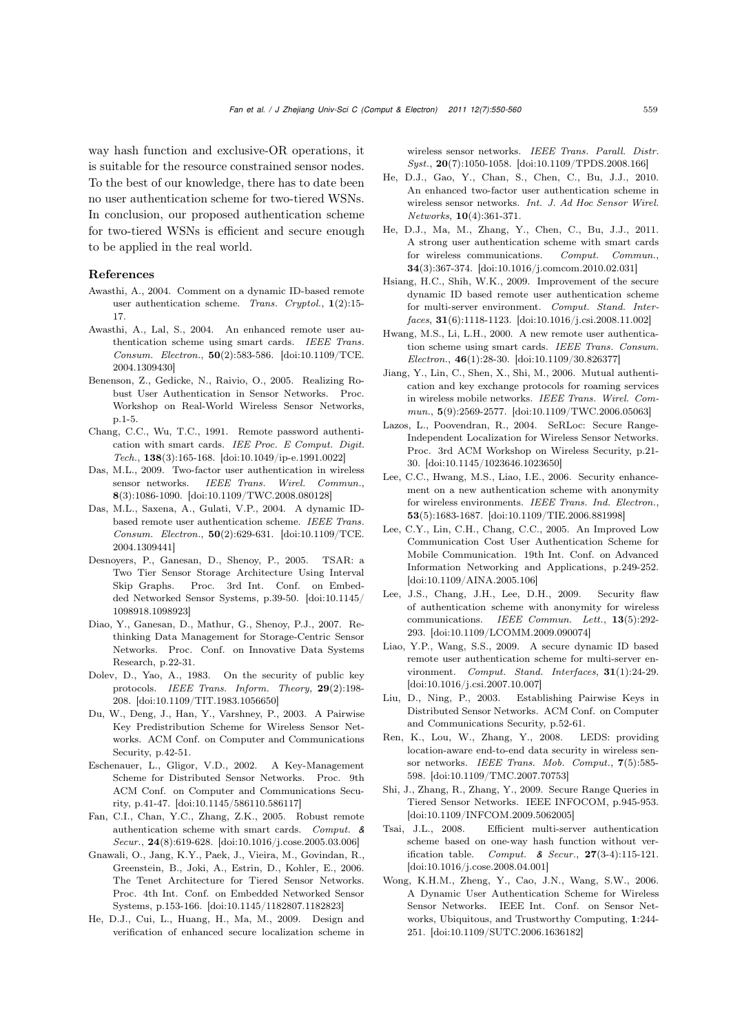way hash function and exclusive-OR operations, it is suitable for the resource constrained sensor nodes. To the best of our knowledge, there has to date been no user authentication scheme for two-tiered WSNs. In conclusion, our proposed authentication scheme for two-tiered WSNs is efficient and secure enough to be applied in the real world.

## References

Awasthi, A., 2004. Comment on a dynamic ID-based remote user authentication scheme. *Trans. Cryptol.*, **1**(2):15-17.

Awasthi, A., Lal, S., 2004. An enhanced remote user authentication scheme using smart cards. *IEEE Trans. Consum. Electron.*, **50**(2):583-586. [doi:10.1109/TCE.2004.1309430]

Benenson, Z., Gedicke, N., Raivio, O., 2005. Realizing Robust User Authentication in Sensor Networks. Proc. Workshop on Real-World Wireless Sensor Networks, p.1-5.

Chang, C.C., Wu, T.C., 1991. Remote password authentication with smart cards. *IEE Proc. E Comput. Digit. Tech.*, **138**(3):165-168. [doi:10.1049/ip-e.1991.0022]

Das, M.L., 2009. Two-factor user authentication in wireless sensor networks. *IEEE Trans. Wirel. Commun.*, **8**(3):1086-1090. [doi:10.1109/TWC.2008.080128]

Das, M.L., Saxena, A., Gulati, V.P., 2004. A dynamic ID-based remote user authentication scheme. *IEEE Trans. Consum. Electron.*, **50**(2):629-631. [doi:10.1109/TCE.2004.1309441]

Desnoyers, P., Ganesan, D., Shenoy, P., 2005. TSAR: a Two Tier Sensor Storage Architecture Using Interval Skip Graphs. Proc. 3rd Int. Conf. on Embedded Networked Sensor Systems, p.39-50. [doi:10.1145/1098918.1098923]

Diao, Y., Ganesan, D., Mathur, G., Shenoy, P.J., 2007. Rethinking Data Management for Storage-Centric Sensor Networks. Proc. Conf. on Innovative Data Systems Research, p.22-31.

Dolev, D., Yao, A., 1983. On the security of public key protocols. *IEEE Trans. Inform. Theory*, **29**(2):198-208. [doi:10.1109/TIT.1983.1056650]

Du, W., Deng, J., Han, Y., Varshney, P., 2003. A Pairwise Key Predistribution Scheme for Wireless Sensor Networks. ACM Conf. on Computer and Communications Security, p.42-51.

Eschenauer, L., Gligor, V.D., 2002. A Key-Management Scheme for Distributed Sensor Networks. Proc. 9th ACM Conf. on Computer and Communications Security, p.41-47. [doi:10.1145/586110.586117]

Fan, C.I., Chan, Y.C., Zhang, Z.K., 2005. Robust remote authentication scheme with smart cards. *Comput. & Secur.*, **24**(8):619-628. [doi:10.1016/j.cose.2005.03.006]

Gnawali, O., Jang, K.Y., Paek, J., Vieira, M., Govindan, R., Greenstein, B., Joki, A., Estrin, D., Kohler, E., 2006. The Tenet Architecture for Tiered Sensor Networks. Proc. 4th Int. Conf. on Embedded Networked Sensor Systems, p.153-166. [doi:10.1145/1182807.1182823]

He, D.J., Cui, L., Huang, H., Ma, M., 2009. Design and verification of enhanced secure localization scheme in wireless sensor networks. *IEEE Trans. Parall. Distr. Syst.*, **20**(7):1050-1058. [doi:10.1109/TPDS.2008.166]

He, D.J., Gao, Y., Chan, S., Chen, C., Bu, J.J., 2010. An enhanced two-factor user authentication scheme in wireless sensor networks. *Int. J. Ad Hoc Sensor Wirel. Networks*, **10**(4):361-371.

He, D.J., Ma, M., Zhang, Y., Chen, C., Bu, J.J., 2011. A strong user authentication scheme with smart cards for wireless communications. *Comput. Commun.*, **34**(3):367-374. [doi:10.1016/j.comcom.2010.02.031]

Hsiang, H.C., Shih, W.K., 2009. Improvement of the secure dynamic ID based remote user authentication scheme for multi-server environment. *Comput. Stand. Interfaces*, **31**(6):1118-1123. [doi:10.1016/j.csi.2008.11.002]

Hwang, M.S., Li, L.H., 2000. A new remote user authentication scheme using smart cards. *IEEE Trans. Consum. Electron.*, **46**(1):28-30. [doi:10.1109/30.826377]

Jiang, Y., Lin, C., Shen, X., Shi, M., 2006. Mutual authentication and key exchange protocols for roaming services in wireless mobile networks. *IEEE Trans. Wirel. Commun.*, **5**(9):2569-2577. [doi:10.1109/TWC.2006.05063]

Lazos, L., Poovendran, R., 2004. SeRLoc: Secure Range-Independent Localization for Wireless Sensor Networks. Proc. 3rd ACM Workshop on Wireless Security, p.21-30. [doi:10.1145/1023646.1023650]

Lee, C.C., Hwang, M.S., Liao, I.E., 2006. Security enhancement on a new authentication scheme with anonymity for wireless environments. *IEEE Trans. Ind. Electron.*, **53**(5):1683-1687. [doi:10.1109/TIE.2006.881998]

Lee, C.Y., Lin, C.H., Chang, C.C., 2005. An Improved Low Communication Cost User Authentication Scheme for Mobile Communication. 19th Int. Conf. on Advanced Information Networking and Applications, p.249-252. [doi:10.1109/AINA.2005.106]

Lee, J.S., Chang, J.H., Lee, D.H., 2009. Security flaw of authentication scheme with anonymity for wireless communications. *IEEE Commun. Lett.*, **13**(5):292-293. [doi:10.1109/LCOMM.2009.090074]

Liao, Y.P., Wang, S.S., 2009. A secure dynamic ID based remote user authentication scheme for multi-server environment. *Comput. Stand. Interfaces*, **31**(1):24-29. [doi:10.1016/j.csi.2007.10.007]

Liu, D., Ning, P., 2003. Establishing Pairwise Keys in Distributed Sensor Networks. ACM Conf. on Computer and Communications Security, p.52-61.

Ren, K., Lou, W., Zhang, Y., 2008. LEDS: providing location-aware end-to-end data security in wireless sensor networks. *IEEE Trans. Mob. Comput.*, **7**(5):585-598. [doi:10.1109/TMC.2007.70753]

Shi, J., Zhang, R., Zhang, Y., 2009. Secure Range Queries in Tiered Sensor Networks. IEEE INFOCOM, p.945-953. [doi:10.1109/INFCOM.2009.5062005]

Tsai, J.L., 2008. Efficient multi-server authentication scheme based on one-way hash function without verification table. *Comput. & Secur.*, **27**(3-4):115-121. [doi:10.1016/j.cose.2008.04.001]

Wong, K.H.M., Zheng, Y., Cao, J.N., Wang, S.W., 2006. A Dynamic User Authentication Scheme for Wireless Sensor Networks. IEEE Int. Conf. on Sensor Networks, Ubiquitous, and Trustworthy Computing, **1**:244-251. [doi:10.1109/SUTC.2006.1636182]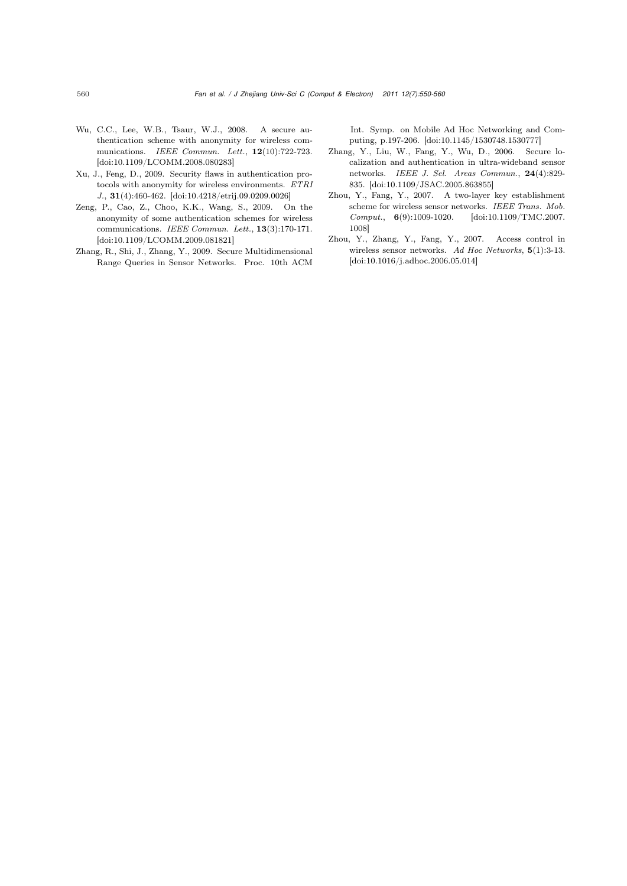Wu, C.C., Lee, W.B., Tsaur, W.J., 2008. A secure authentication scheme with anonymity for wireless communications. *IEEE Commun. Lett.*, **12**(10):722-723. [doi:10.1109/LCOMM.2008.080283]

Xu, J., Feng, D., 2009. Security flaws in authentication protocols with anonymity for wireless environments. *ETRI J.*, **31**(4):460-462. [doi:10.4218/etrij.09.0209.0026]

Zeng, P., Cao, Z., Choo, K.K., Wang, S., 2009. On the anonymity of some authentication schemes for wireless communications. *IEEE Commun. Lett.*, **13**(3):170-171. [doi:10.1109/LCOMM.2009.081821]

Zhang, R., Shi, J., Zhang, Y., 2009. Secure Multidimensional Range Queries in Sensor Networks. Proc. 10th ACM Int. Symp. on Mobile Ad Hoc Networking and Computing, p.197-206. [doi:10.1145/1530748.1530777]

Zhang, Y., Liu, W., Fang, Y., Wu, D., 2006. Secure localization and authentication in ultra-wideband sensor networks. *IEEE J. Sel. Areas Commun.*, **24**(4):829-835. [doi:10.1109/JSAC.2005.863855]

Zhou, Y., Fang, Y., 2007. A two-layer key establishment scheme for wireless sensor networks. *IEEE Trans. Mob. Comput.*, **6**(9):1009-1020. [doi:10.1109/TMC.2007.1008]

Zhou, Y., Zhang, Y., Fang, Y., 2007. Access control in wireless sensor networks. *Ad Hoc Networks*, **5**(1):3-13. [doi:10.1016/j.adhoc.2006.05.014]